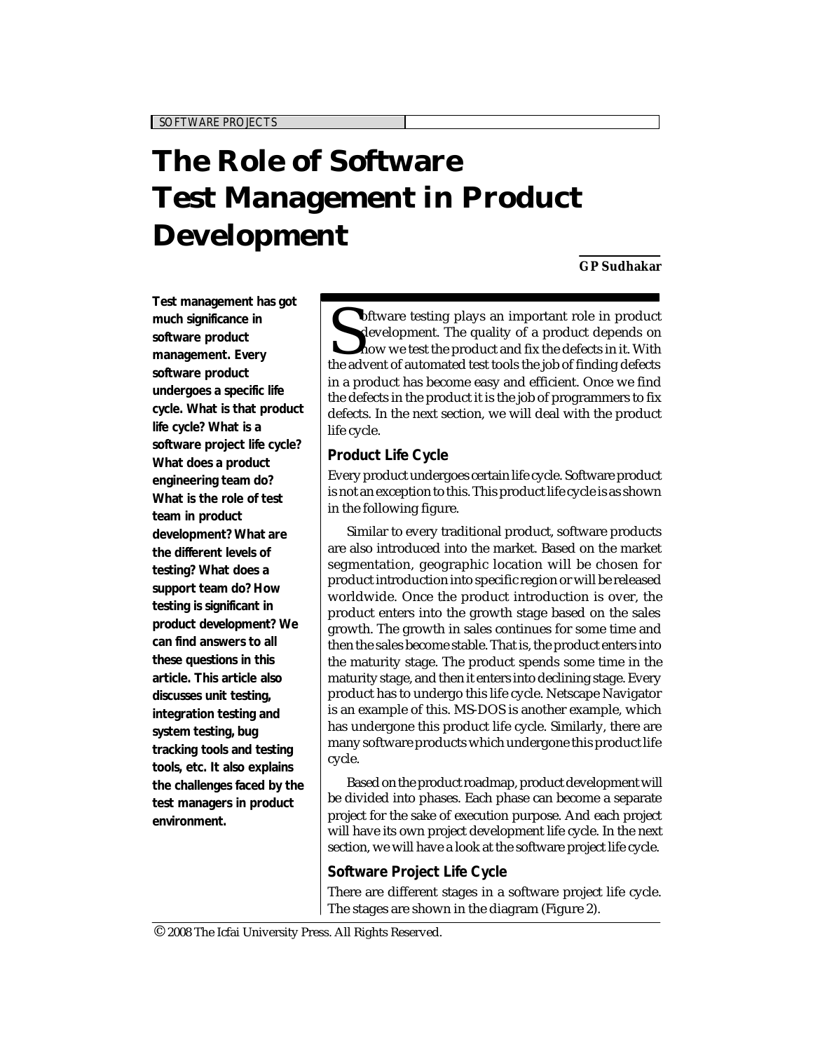# The Role of Software Test Management in Product Development

**GP Sudhakar**

**Test management has got much significance in software product management. Every software product undergoes a specific life cycle. What is that product life cycle? What is a software project life cycle? What does a product engineering team do? What is the role of test team in product development? What are the different levels of testing? What does a support team do? How testing is significant in product development? We can find answers to all these questions in this article. This article also discusses unit testing, integration testing and system testing, bug tracking tools and testing tools, etc. It also explains the challenges faced by the test managers in product environment.**

Software testing plays an important role in product development. The quality of a product depends on how we test the product and fix the defects in it. With the advent of automated test tools the job of finding defects in a product has become easy and efficient. Once we find the defects in the product it is the job of programmers to fix defects. In the next section, we will deal with the product life cycle.

## Product Life Cycle

Every product undergoes certain life cycle. Software product is not an exception to this. This product life cycle is as shown in the following figure.

Similar to every traditional product, software products are also introduced into the market. Based on the market segmentation, geographic location will be chosen for product introduction into specific region or will be released worldwide. Once the product introduction is over, the product enters into the growth stage based on the sales growth. The growth in sales continues for some time and then the sales become stable. That is, the product enters into the maturity stage. The product spends some time in the maturity stage, and then it enters into declining stage. Every product has to undergo this life cycle. Netscape Navigator is an example of this. MS-DOS is another example, which has undergone this product life cycle. Similarly, there are many software products which undergone this product life cycle.

Based on the product roadmap, product development will be divided into phases. Each phase can become a separate project for the sake of execution purpose. And each project will have its own project development life cycle. In the next section, we will have a look at the software project life cycle.

## Software Project Life Cycle

There are different stages in a software project life cycle. The stages are shown in the diagram (Figure 2).

© 2008 The Icfai University Press. All Rights Reserved.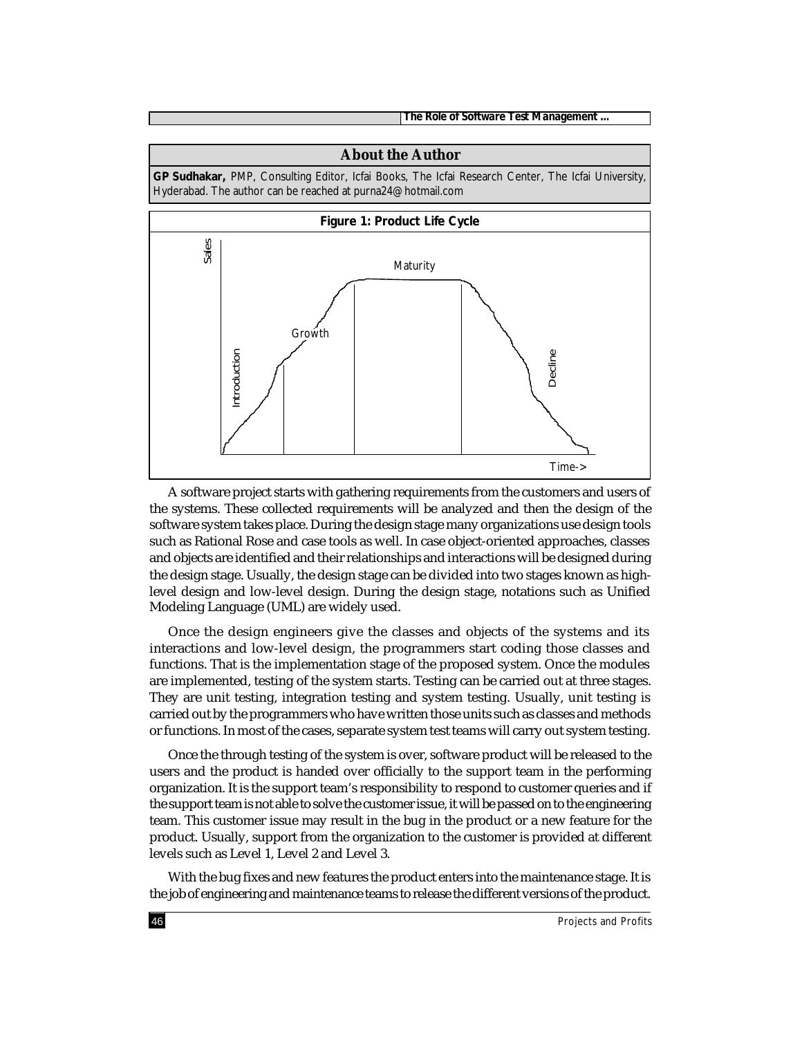## About the Author

**GP Sudhakar,** PMP, Consulting Editor, Icfai Books, The Icfai Research Center, The Icfai University, Hyderabad. The author can be reached at purna24@hotmail.com

**Figure 1: Product Life Cycle**

A software project starts with gathering requirements from the customers and users of the systems. These collected requirements will be analyzed and then the design of the software system takes place. During the design stage many organizations use design tools such as Rational Rose and case tools as well. In case object-oriented approaches, classes and objects are identified and their relationships and interactions will be designed during the design stage. Usually, the design stage can be divided into two stages known as high-level design and low-level design. During the design stage, notations such as Unified Modeling Language (UML) are widely used.

Once the design engineers give the classes and objects of the systems and its interactions and low-level design, the programmers start coding those classes and functions. That is the implementation stage of the proposed system. Once the modules are implemented, testing of the system starts. Testing can be carried out at three stages. They are unit testing, integration testing and system testing. Usually, unit testing is carried out by the programmers who have written those units such as classes and methods or functions. In most of the cases, separate system test teams will carry out system testing.

Once the through testing of the system is over, software product will be released to the users and the product is handed over officially to the support team in the performing organization. It is the support team's responsibility to respond to customer queries and if the support team is not able to solve the customer issue, it will be passed on to the engineering team. This customer issue may result in the bug in the product or a new feature for the product. Usually, support from the organization to the customer is provided at different levels such as Level 1, Level 2 and Level 3.

With the bug fixes and new features the product enters into the maintenance stage. It is the job of engineering and maintenance teams to release the different versions of the product.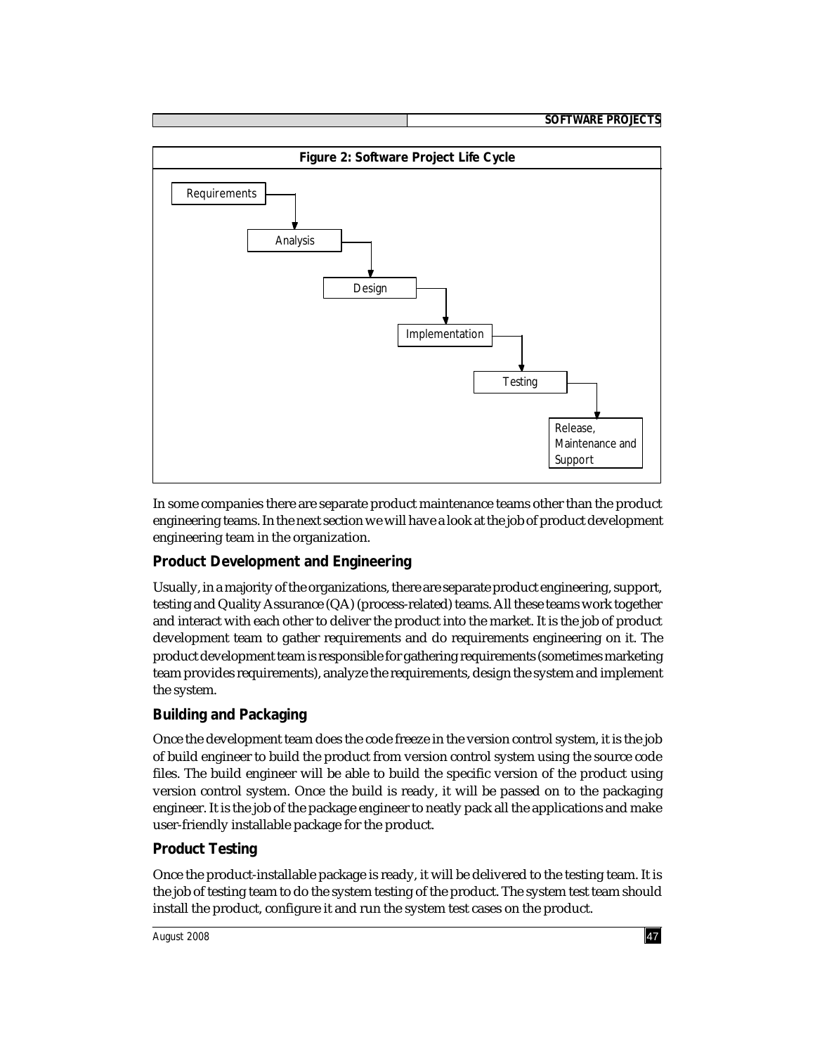**Figure 2: Software Project Life Cycle**

Requirements → Analysis → Design → Implementation → Testing → Release, Maintenance and Support

In some companies there are separate product maintenance teams other than the product engineering teams. In the next section we will have a look at the job of product development engineering team in the organization.

### Product Development and Engineering

Usually, in a majority of the organizations, there are separate product engineering, support, testing and Quality Assurance (QA) (process-related) teams. All these teams work together and interact with each other to deliver the product into the market. It is the job of product development team to gather requirements and do requirements engineering on it. The product development team is responsible for gathering requirements (sometimes marketing team provides requirements), analyze the requirements, design the system and implement the system.

### Building and Packaging

Once the development team does the code freeze in the version control system, it is the job of build engineer to build the product from version control system using the source code files. The build engineer will be able to build the specific version of the product using version control system. Once the build is ready, it will be passed on to the packaging engineer. It is the job of the package engineer to neatly pack all the applications and make user-friendly installable package for the product.

### Product Testing

Once the product-installable package is ready, it will be delivered to the testing team. It is the job of testing team to do the system testing of the product. The system test team should install the product, configure it and run the system test cases on the product.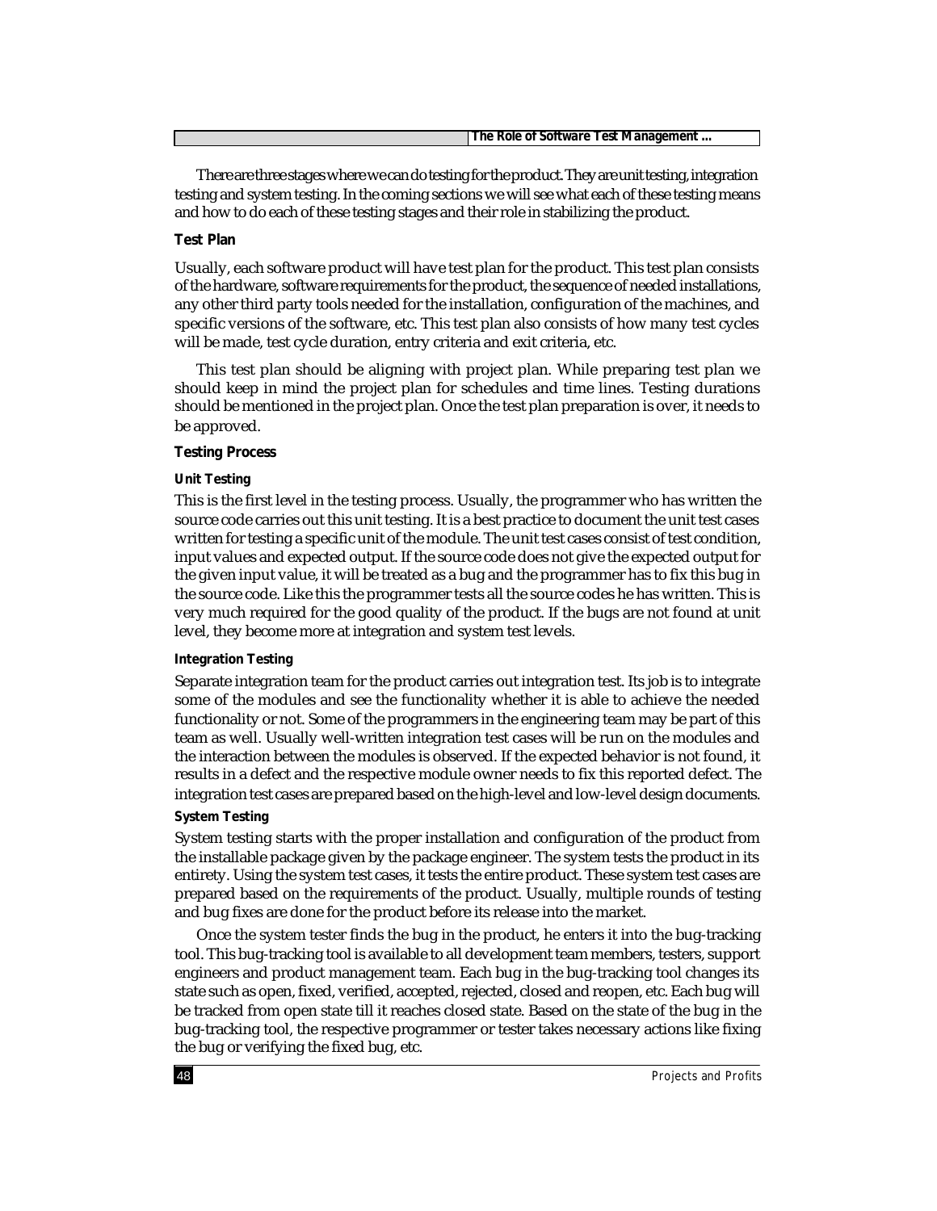There are three stages where we can do testing for the product. They are unit testing, integration testing and system testing. In the coming sections we will see what each of these testing means and how to do each of these testing stages and their role in stabilizing the product.

### Test Plan

Usually, each software product will have test plan for the product. This test plan consists of the hardware, software requirements for the product, the sequence of needed installations, any other third party tools needed for the installation, configuration of the machines, and specific versions of the software, etc. This test plan also consists of how many test cycles will be made, test cycle duration, entry criteria and exit criteria, etc.

This test plan should be aligning with project plan. While preparing test plan we should keep in mind the project plan for schedules and time lines. Testing durations should be mentioned in the project plan. Once the test plan preparation is over, it needs to be approved.

### Testing Process

#### Unit Testing

This is the first level in the testing process. Usually, the programmer who has written the source code carries out this unit testing. It is a best practice to document the unit test cases written for testing a specific unit of the module. The unit test cases consist of test condition, input values and expected output. If the source code does not give the expected output for the given input value, it will be treated as a bug and the programmer has to fix this bug in the source code. Like this the programmer tests all the source codes he has written. This is very much required for the good quality of the product. If the bugs are not found at unit level, they become more at integration and system test levels.

#### Integration Testing

Separate integration team for the product carries out integration test. Its job is to integrate some of the modules and see the functionality whether it is able to achieve the needed functionality or not. Some of the programmers in the engineering team may be part of this team as well. Usually well-written integration test cases will be run on the modules and the interaction between the modules is observed. If the expected behavior is not found, it results in a defect and the respective module owner needs to fix this reported defect. The integration test cases are prepared based on the high-level and low-level design documents.

#### System Testing

System testing starts with the proper installation and configuration of the product from the installable package given by the package engineer. The system tests the product in its entirety. Using the system test cases, it tests the entire product. These system test cases are prepared based on the requirements of the product. Usually, multiple rounds of testing and bug fixes are done for the product before its release into the market.

Once the system tester finds the bug in the product, he enters it into the bug-tracking tool. This bug-tracking tool is available to all development team members, testers, support engineers and product management team. Each bug in the bug-tracking tool changes its state such as open, fixed, verified, accepted, rejected, closed and reopen, etc. Each bug will be tracked from open state till it reaches closed state. Based on the state of the bug in the bug-tracking tool, the respective programmer or tester takes necessary actions like fixing the bug or verifying the fixed bug, etc.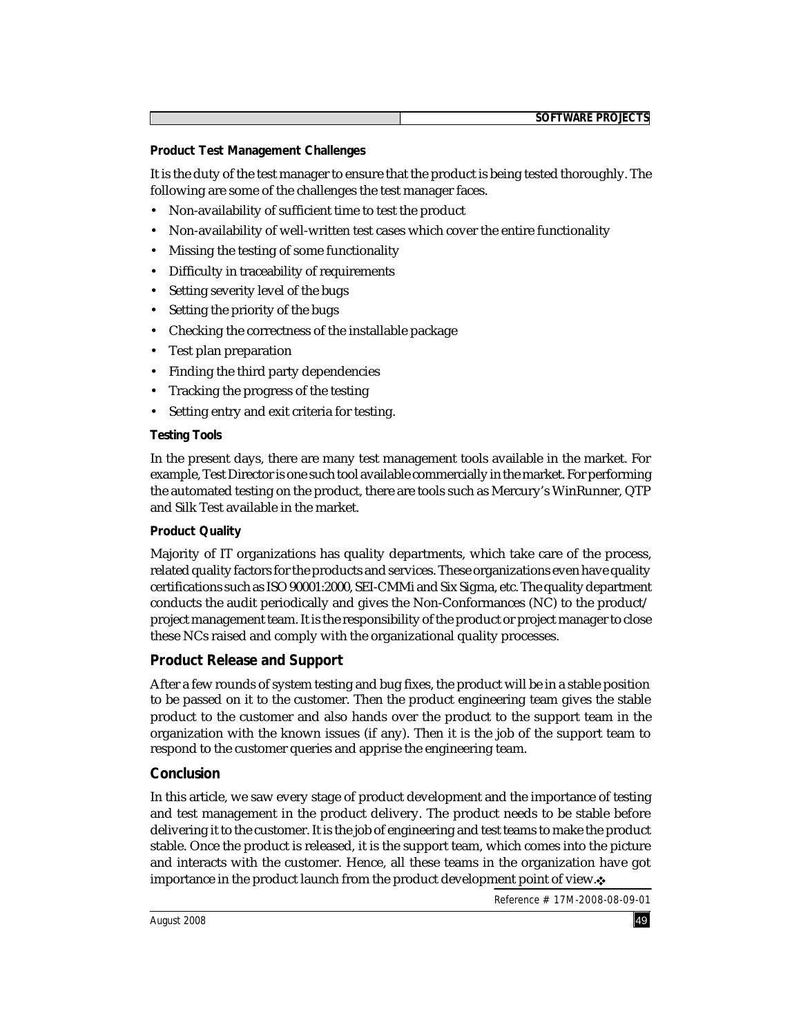**Product Test Management Challenges**

It is the duty of the test manager to ensure that the product is being tested thoroughly. The following are some of the challenges the test manager faces.

- Non-availability of sufficient time to test the product
- Non-availability of well-written test cases which cover the entire functionality
- Missing the testing of some functionality
- Difficulty in traceability of requirements
- Setting severity level of the bugs
- Setting the priority of the bugs
- Checking the correctness of the installable package
- Test plan preparation
- Finding the third party dependencies
- Tracking the progress of the testing
- Setting entry and exit criteria for testing.

**Testing Tools**

In the present days, there are many test management tools available in the market. For example, Test Director is one such tool available commercially in the market. For performing the automated testing on the product, there are tools such as Mercury's WinRunner, QTP and Silk Test available in the market.

**Product Quality**

Majority of IT organizations has quality departments, which take care of the process, related quality factors for the products and services. These organizations even have quality certifications such as ISO 90001:2000, SEI-CMMi and Six Sigma, etc. The quality department conducts the audit periodically and gives the Non-Conformances (NC) to the product/ project management team. It is the responsibility of the product or project manager to close these NCs raised and comply with the organizational quality processes.

## Product Release and Support

After a few rounds of system testing and bug fixes, the product will be in a stable position to be passed on it to the customer. Then the product engineering team gives the stable product to the customer and also hands over the product to the support team in the organization with the known issues (if any). Then it is the job of the support team to respond to the customer queries and apprise the engineering team.

## Conclusion

In this article, we saw every stage of product development and the importance of testing and test management in the product delivery. The product needs to be stable before delivering it to the customer. It is the job of engineering and test teams to make the product stable. Once the product is released, it is the support team, which comes into the picture and interacts with the customer. Hence, all these teams in the organization have got importance in the product launch from the product development point of view.❖

Reference # 17M-2008-08-09-01